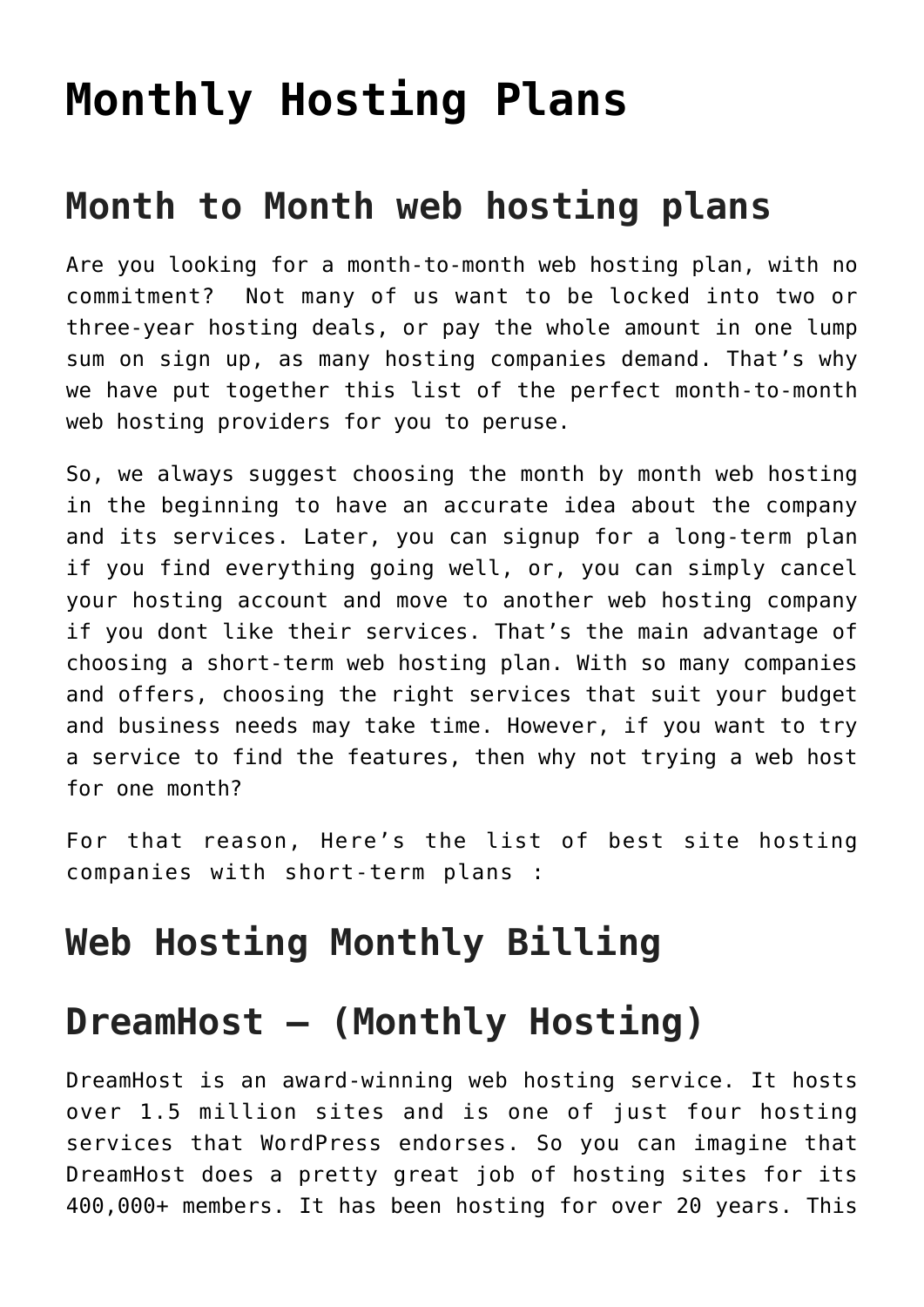# Monthly Hosting Plans

## Month to Month web hosting plans

Are you looking for a month-to-month web hosting plan, with no commitment?  Not many of us want to be locked into two or three-year hosting deals, or pay the whole amount in one lump sum on sign up, as many hosting companies demand. That's why we have put together this list of the perfect month-to-month web hosting providers for you to peruse.

So, we always suggest choosing the month by month web hosting in the beginning to have an accurate idea about the company and its services. Later, you can signup for a long-term plan if you find everything going well, or, you can simply cancel your hosting account and move to another web hosting company if you dont like their services. That's the main advantage of choosing a short-term web hosting plan. With so many companies and offers, choosing the right services that suit your budget and business needs may take time. However, if you want to try a service to find the features, then why not trying a web host for one month?

For that reason, Here's the list of best site hosting companies with short-term plans :

## Web Hosting Monthly Billing

## DreamHost – (Monthly Hosting)

DreamHost is an award-winning web hosting service. It hosts over 1.5 million sites and is one of just four hosting services that WordPress endorses. So you can imagine that DreamHost does a pretty great job of hosting sites for its 400,000+ members. It has been hosting for over 20 years. This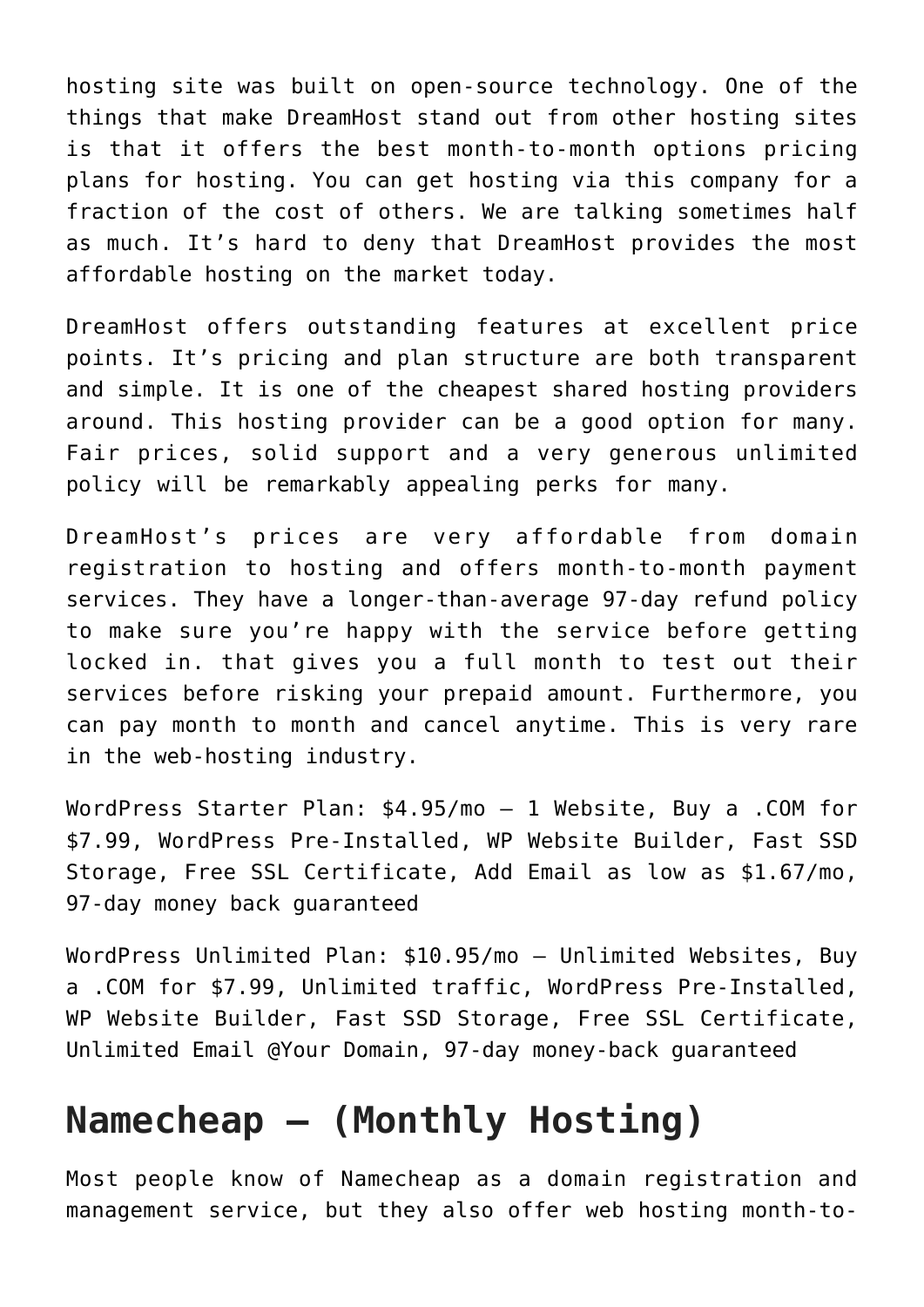hosting site was built on open-source technology. One of the things that make DreamHost stand out from other hosting sites is that it offers the best month-to-month options pricing plans for hosting. You can get hosting via this company for a fraction of the cost of others. We are talking sometimes half as much. It's hard to deny that DreamHost provides the most affordable hosting on the market today.

DreamHost offers outstanding features at excellent price points. It's pricing and plan structure are both transparent and simple. It is one of the cheapest shared hosting providers around. This hosting provider can be a good option for many. Fair prices, solid support and a very generous unlimited policy will be remarkably appealing perks for many.

DreamHost's prices are very affordable from domain registration to hosting and offers month-to-month payment services. They have a longer-than-average 97-day refund policy to make sure you're happy with the service before getting locked in. that gives you a full month to test out their services before risking your prepaid amount. Furthermore, you can pay month to month and cancel anytime. This is very rare in the web-hosting industry.

WordPress Starter Plan: $4.95/mo – 1 Website, Buy a .COM for $7.99, WordPress Pre-Installed, WP Website Builder, Fast SSD Storage, Free SSL Certificate, Add Email as low as $1.67/mo, 97-day money back guaranteed

WordPress Unlimited Plan: $10.95/mo – Unlimited Websites, Buy a .COM for $7.99, Unlimited traffic, WordPress Pre-Installed, WP Website Builder, Fast SSD Storage, Free SSL Certificate, Unlimited Email @Your Domain, 97-day money-back guaranteed

## Namecheap – (Monthly Hosting)

Most people know of Namecheap as a domain registration and management service, but they also offer web hosting month-to-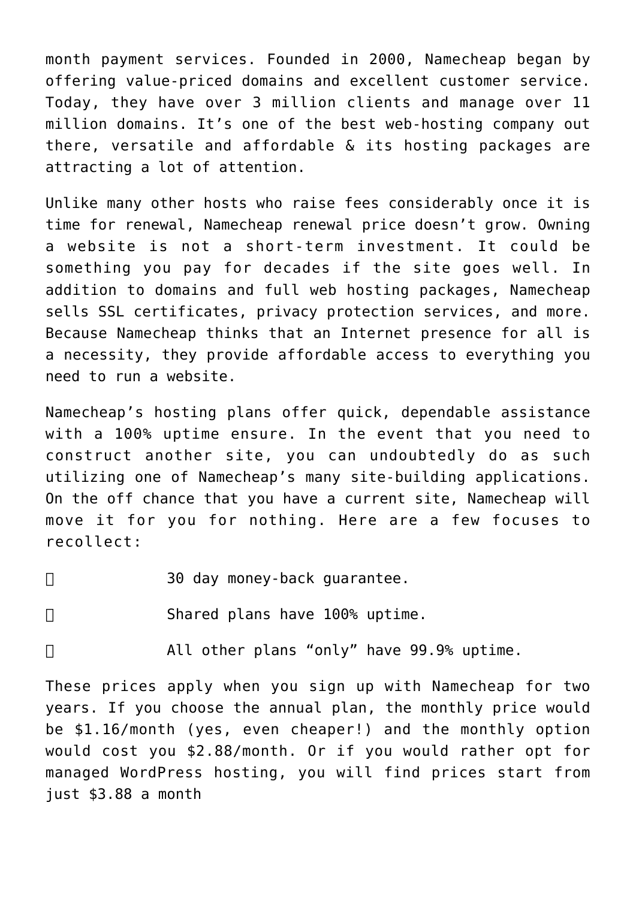month payment services. Founded in 2000, Namecheap began by offering value-priced domains and excellent customer service. Today, they have over 3 million clients and manage over 11 million domains. It's one of the best web-hosting company out there, versatile and affordable & its hosting packages are attracting a lot of attention.

Unlike many other hosts who raise fees considerably once it is time for renewal, Namecheap renewal price doesn't grow. Owning a website is not a short-term investment. It could be something you pay for decades if the site goes well. In addition to domains and full web hosting packages, Namecheap sells SSL certificates, privacy protection services, and more. Because Namecheap thinks that an Internet presence for all is a necessity, they provide affordable access to everything you need to run a website.

Namecheap's hosting plans offer quick, dependable assistance with a 100% uptime ensure. In the event that you need to construct another site, you can undoubtedly do as such utilizing one of Namecheap's many site-building applications. On the off chance that you have a current site, Namecheap will move it for you for nothing. Here are a few focuses to recollect:

- 30 day money-back guarantee.
- Shared plans have 100% uptime.
- All other plans "only" have 99.9% uptime.

These prices apply when you sign up with Namecheap for two years. If you choose the annual plan, the monthly price would be $1.16/month (yes, even cheaper!) and the monthly option would cost you $2.88/month. Or if you would rather opt for managed WordPress hosting, you will find prices start from just $3.88 a month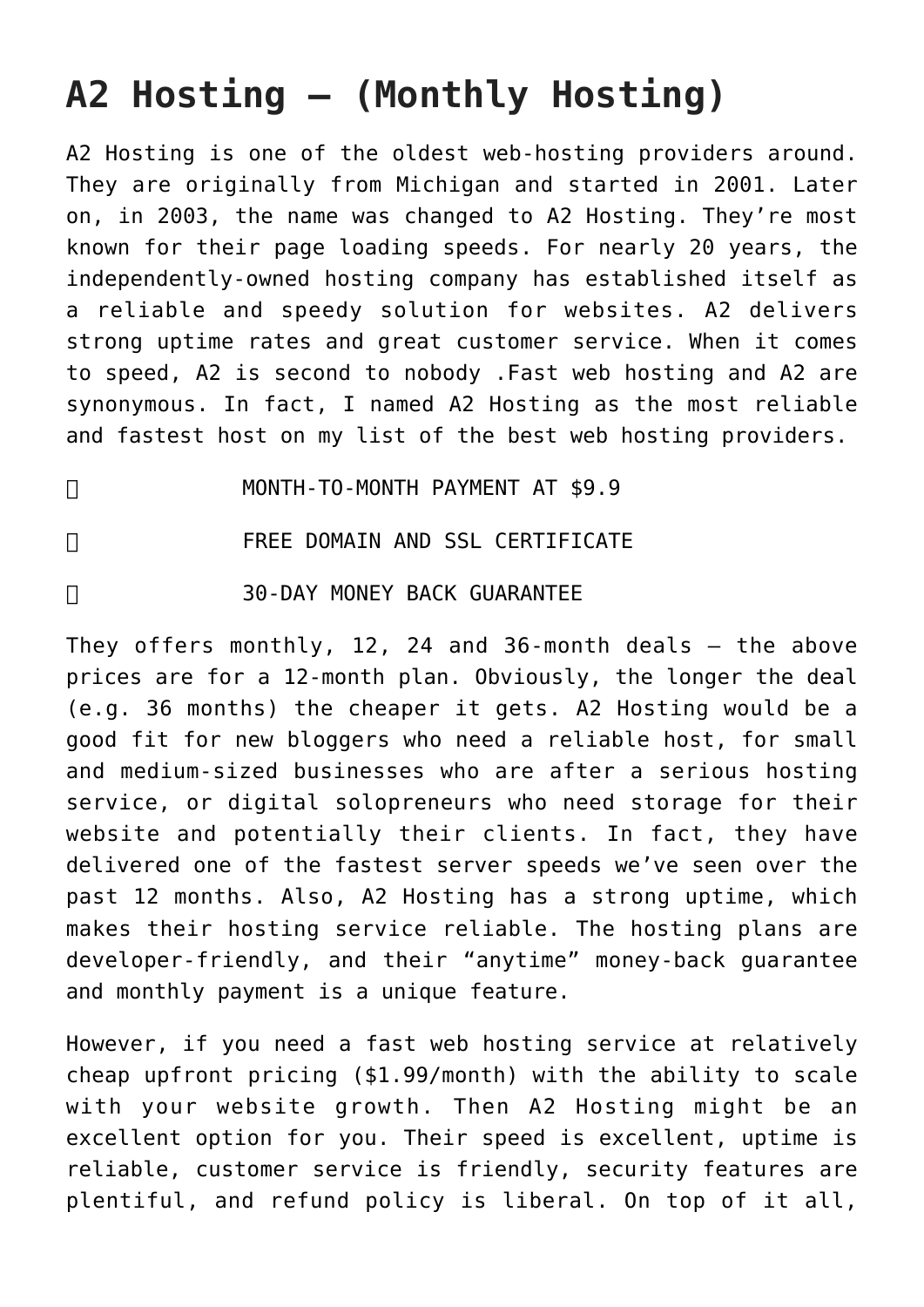# A2 Hosting – (Monthly Hosting)

A2 Hosting is one of the oldest web-hosting providers around. They are originally from Michigan and started in 2001. Later on, in 2003, the name was changed to A2 Hosting. They're most known for their page loading speeds. For nearly 20 years, the independently-owned hosting company has established itself as a reliable and speedy solution for websites. A2 delivers strong uptime rates and great customer service. When it comes to speed, A2 is second to nobody .Fast web hosting and A2 are synonymous. In fact, I named A2 Hosting as the most reliable and fastest host on my list of the best web hosting providers.

-  MONTH-TO-MONTH PAYMENT AT $9.9
-  FREE DOMAIN AND SSL CERTIFICATE
-  30-DAY MONEY BACK GUARANTEE

They offers monthly, 12, 24 and 36-month deals – the above prices are for a 12-month plan. Obviously, the longer the deal (e.g. 36 months) the cheaper it gets. A2 Hosting would be a good fit for new bloggers who need a reliable host, for small and medium-sized businesses who are after a serious hosting service, or digital solopreneurs who need storage for their website and potentially their clients. In fact, they have delivered one of the fastest server speeds we've seen over the past 12 months. Also, A2 Hosting has a strong uptime, which makes their hosting service reliable. The hosting plans are developer-friendly, and their "anytime" money-back guarantee and monthly payment is a unique feature.

However, if you need a fast web hosting service at relatively cheap upfront pricing ($1.99/month) with the ability to scale with your website growth. Then A2 Hosting might be an excellent option for you. Their speed is excellent, uptime is reliable, customer service is friendly, security features are plentiful, and refund policy is liberal. On top of it all,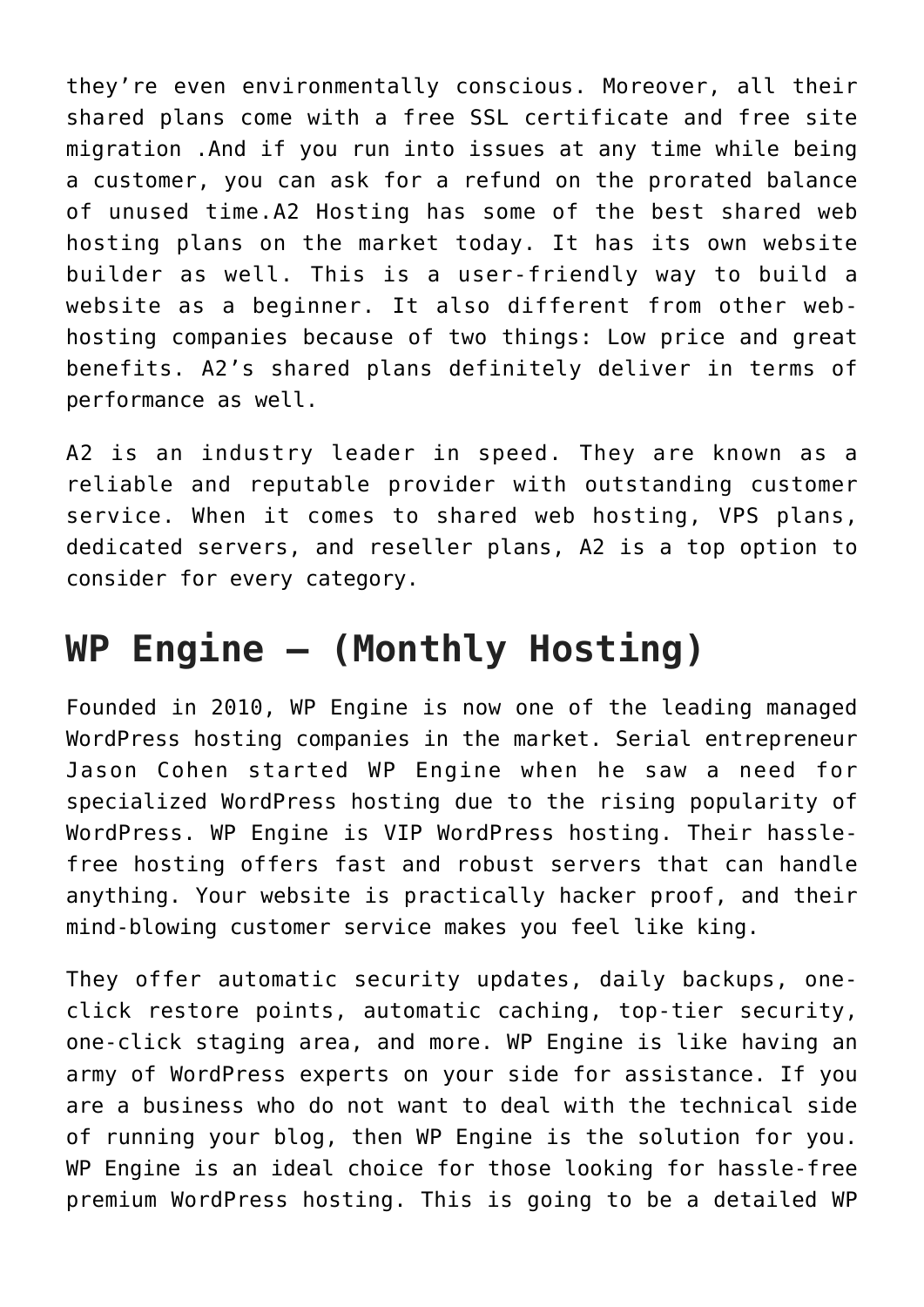they're even environmentally conscious. Moreover, all their shared plans come with a free SSL certificate and free site migration .And if you run into issues at any time while being a customer, you can ask for a refund on the prorated balance of unused time.A2 Hosting has some of the best shared web hosting plans on the market today. It has its own website builder as well. This is a user-friendly way to build a website as a beginner. It also different from other web-hosting companies because of two things: Low price and great benefits. A2's shared plans definitely deliver in terms of performance as well.

A2 is an industry leader in speed. They are known as a reliable and reputable provider with outstanding customer service. When it comes to shared web hosting, VPS plans, dedicated servers, and reseller plans, A2 is a top option to consider for every category.

## WP Engine – (Monthly Hosting)

Founded in 2010, WP Engine is now one of the leading managed WordPress hosting companies in the market. Serial entrepreneur Jason Cohen started WP Engine when he saw a need for specialized WordPress hosting due to the rising popularity of WordPress. WP Engine is VIP WordPress hosting. Their hassle-free hosting offers fast and robust servers that can handle anything. Your website is practically hacker proof, and their mind-blowing customer service makes you feel like king.

They offer automatic security updates, daily backups, one-click restore points, automatic caching, top-tier security, one-click staging area, and more. WP Engine is like having an army of WordPress experts on your side for assistance. If you are a business who do not want to deal with the technical side of running your blog, then WP Engine is the solution for you. WP Engine is an ideal choice for those looking for hassle-free premium WordPress hosting. This is going to be a detailed WP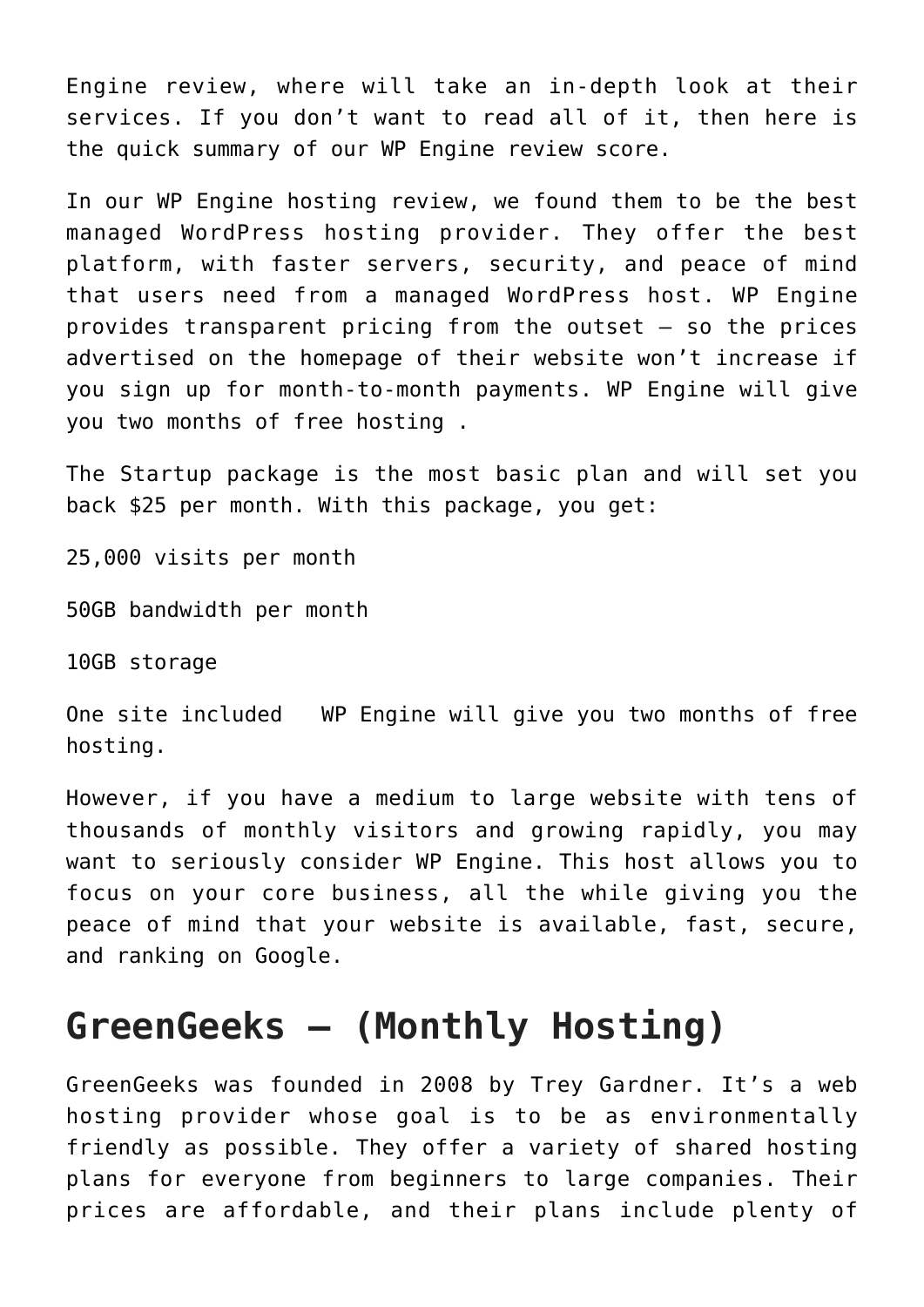Engine review, where will take an in-depth look at their services. If you don't want to read all of it, then here is the quick summary of our WP Engine review score.

In our WP Engine hosting review, we found them to be the best managed WordPress hosting provider. They offer the best platform, with faster servers, security, and peace of mind that users need from a managed WordPress host. WP Engine provides transparent pricing from the outset – so the prices advertised on the homepage of their website won't increase if you sign up for month-to-month payments. WP Engine will give you two months of free hosting .

The Startup package is the most basic plan and will set you back $25 per month. With this package, you get:

25,000 visits per month

50GB bandwidth per month

10GB storage

One site included  WP Engine will give you two months of free hosting.

However, if you have a medium to large website with tens of thousands of monthly visitors and growing rapidly, you may want to seriously consider WP Engine. This host allows you to focus on your core business, all the while giving you the peace of mind that your website is available, fast, secure, and ranking on Google.

## GreenGeeks – (Monthly Hosting)

GreenGeeks was founded in 2008 by Trey Gardner. It's a web hosting provider whose goal is to be as environmentally friendly as possible. They offer a variety of shared hosting plans for everyone from beginners to large companies. Their prices are affordable, and their plans include plenty of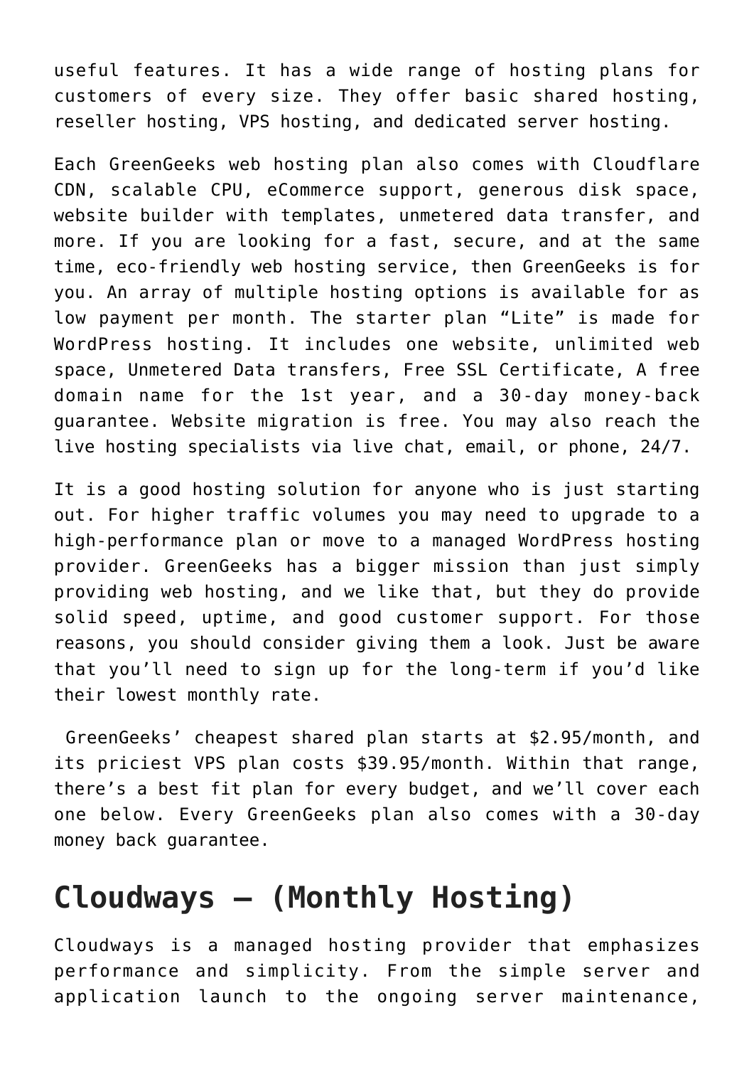useful features. It has a wide range of hosting plans for customers of every size. They offer basic shared hosting, reseller hosting, VPS hosting, and dedicated server hosting.

Each GreenGeeks web hosting plan also comes with Cloudflare CDN, scalable CPU, eCommerce support, generous disk space, website builder with templates, unmetered data transfer, and more. If you are looking for a fast, secure, and at the same time, eco-friendly web hosting service, then GreenGeeks is for you. An array of multiple hosting options is available for as low payment per month. The starter plan "Lite" is made for WordPress hosting. It includes one website, unlimited web space, Unmetered Data transfers, Free SSL Certificate, A free domain name for the 1st year, and a 30-day money-back guarantee. Website migration is free. You may also reach the live hosting specialists via live chat, email, or phone, 24/7.

It is a good hosting solution for anyone who is just starting out. For higher traffic volumes you may need to upgrade to a high-performance plan or move to a managed WordPress hosting provider. GreenGeeks has a bigger mission than just simply providing web hosting, and we like that, but they do provide solid speed, uptime, and good customer support. For those reasons, you should consider giving them a look. Just be aware that you'll need to sign up for the long-term if you'd like their lowest monthly rate.

GreenGeeks' cheapest shared plan starts at $2.95/month, and its priciest VPS plan costs $39.95/month. Within that range, there's a best fit plan for every budget, and we'll cover each one below. Every GreenGeeks plan also comes with a 30-day money back guarantee.

# Cloudways – (Monthly Hosting)

Cloudways is a managed hosting provider that emphasizes performance and simplicity. From the simple server and application launch to the ongoing server maintenance,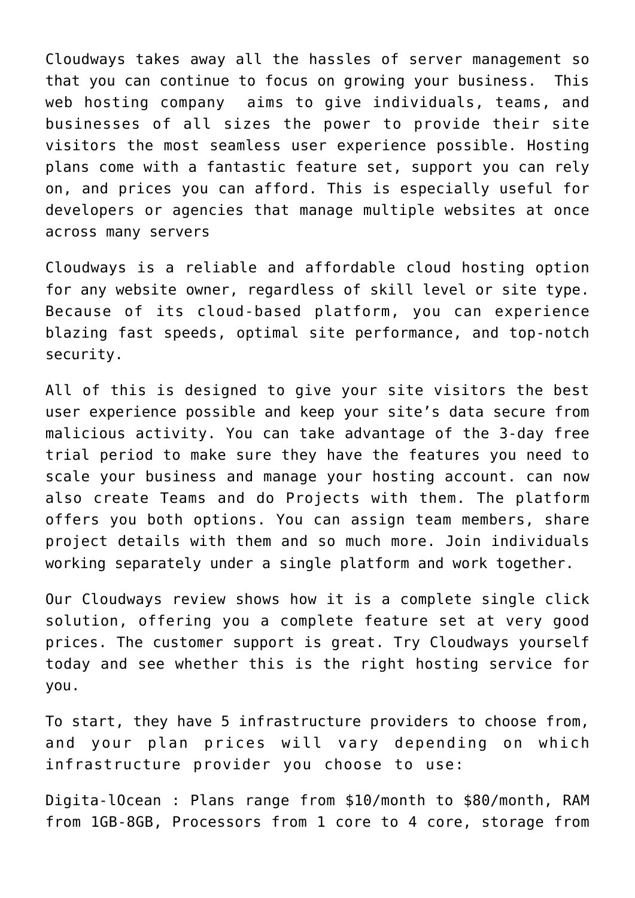Cloudways takes away all the hassles of server management so that you can continue to focus on growing your business. This web hosting company aims to give individuals, teams, and businesses of all sizes the power to provide their site visitors the most seamless user experience possible. Hosting plans come with a fantastic feature set, support you can rely on, and prices you can afford. This is especially useful for developers or agencies that manage multiple websites at once across many servers

Cloudways is a reliable and affordable cloud hosting option for any website owner, regardless of skill level or site type. Because of its cloud-based platform, you can experience blazing fast speeds, optimal site performance, and top-notch security.

All of this is designed to give your site visitors the best user experience possible and keep your site's data secure from malicious activity. You can take advantage of the 3-day free trial period to make sure they have the features you need to scale your business and manage your hosting account. can now also create Teams and do Projects with them. The platform offers you both options. You can assign team members, share project details with them and so much more. Join individuals working separately under a single platform and work together.

Our Cloudways review shows how it is a complete single click solution, offering you a complete feature set at very good prices. The customer support is great. Try Cloudways yourself today and see whether this is the right hosting service for you.

To start, they have 5 infrastructure providers to choose from, and your plan prices will vary depending on which infrastructure provider you choose to use:

Digita-lOcean : Plans range from $10/month to $80/month, RAM from 1GB-8GB, Processors from 1 core to 4 core, storage from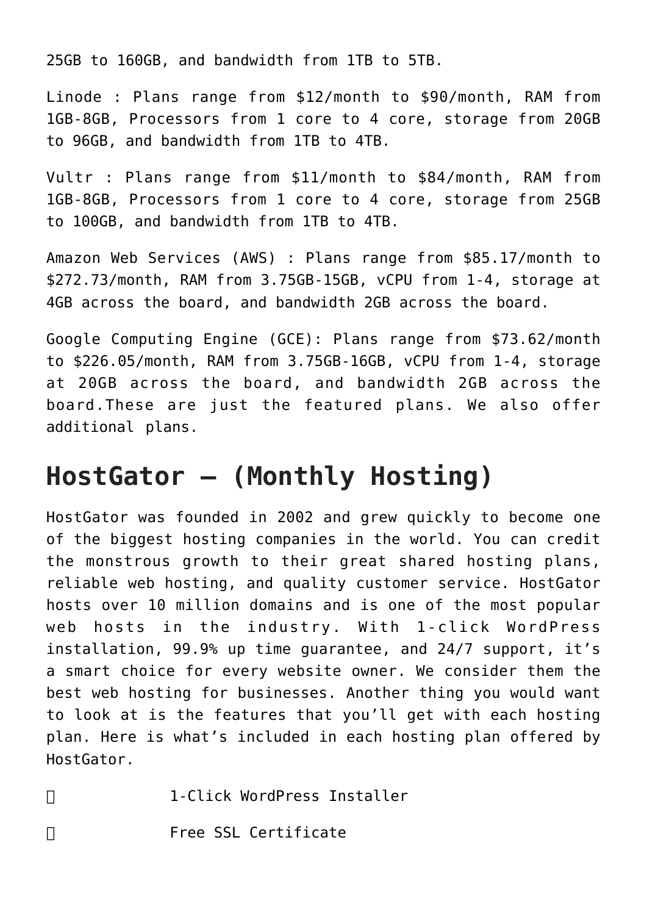25GB to 160GB, and bandwidth from 1TB to 5TB.

Linode : Plans range from $12/month to $90/month, RAM from 1GB-8GB, Processors from 1 core to 4 core, storage from 20GB to 96GB, and bandwidth from 1TB to 4TB.

Vultr : Plans range from $11/month to $84/month, RAM from 1GB-8GB, Processors from 1 core to 4 core, storage from 25GB to 100GB, and bandwidth from 1TB to 4TB.

Amazon Web Services (AWS) : Plans range from $85.17/month to $272.73/month, RAM from 3.75GB-15GB, vCPU from 1-4, storage at 4GB across the board, and bandwidth 2GB across the board.

Google Computing Engine (GCE): Plans range from $73.62/month to $226.05/month, RAM from 3.75GB-16GB, vCPU from 1-4, storage at 20GB across the board, and bandwidth 2GB across the board.These are just the featured plans. We also offer additional plans.

## HostGator – (Monthly Hosting)

HostGator was founded in 2002 and grew quickly to become one of the biggest hosting companies in the world. You can credit the monstrous growth to their great shared hosting plans, reliable web hosting, and quality customer service. HostGator hosts over 10 million domains and is one of the most popular web hosts in the industry. With 1-click WordPress installation, 99.9% up time guarantee, and 24/7 support, it's a smart choice for every website owner. We consider them the best web hosting for businesses. Another thing you would want to look at is the features that you'll get with each hosting plan. Here is what's included in each hosting plan offered by HostGator.

- 1-Click WordPress Installer
- Free SSL Certificate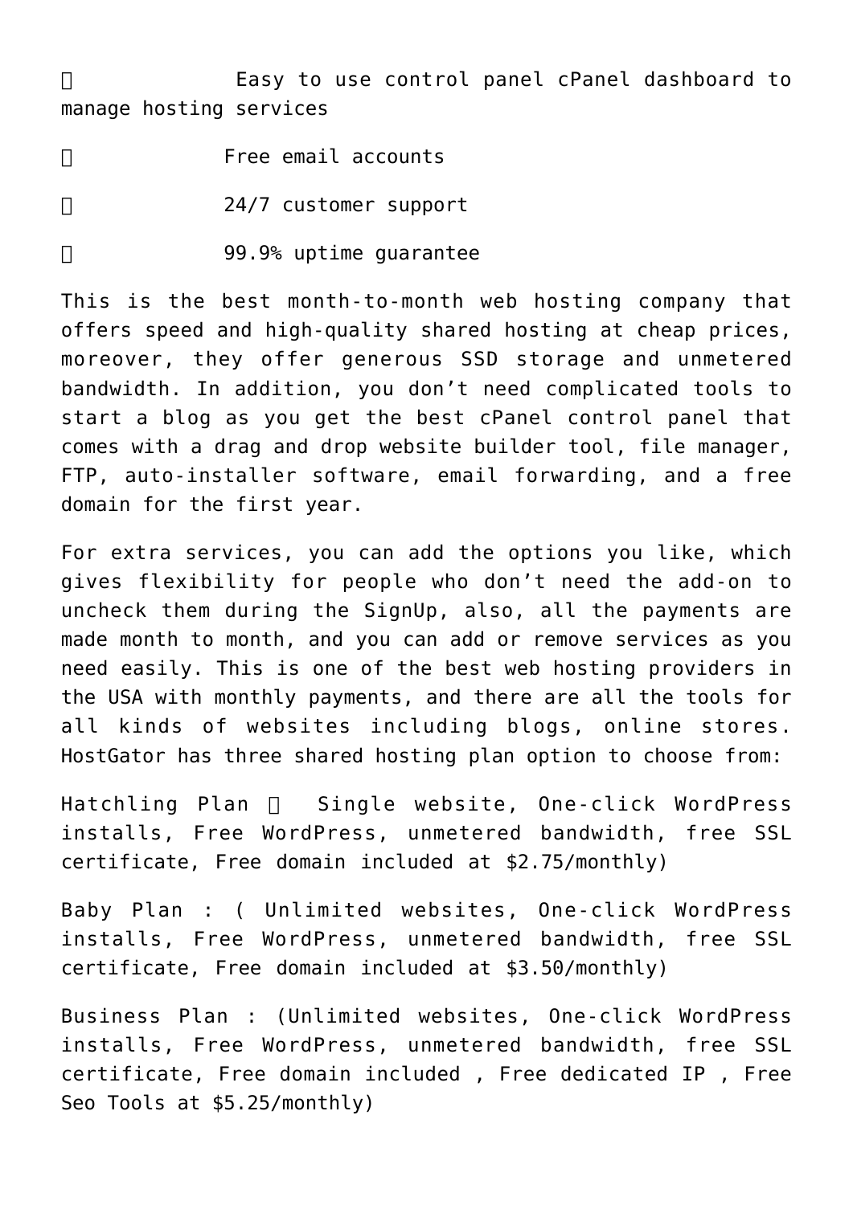- Easy to use control panel cPanel dashboard to manage hosting services
- Free email accounts
- 24/7 customer support
- 99.9% uptime guarantee

This is the best month-to-month web hosting company that offers speed and high-quality shared hosting at cheap prices, moreover, they offer generous SSD storage and unmetered bandwidth. In addition, you don’t need complicated tools to start a blog as you get the best cPanel control panel that comes with a drag and drop website builder tool, file manager, FTP, auto-installer software, email forwarding, and a free domain for the first year.

For extra services, you can add the options you like, which gives flexibility for people who don’t need the add-on to uncheck them during the SignUp, also, all the payments are made month to month, and you can add or remove services as you need easily. This is one of the best web hosting providers in the USA with monthly payments, and there are all the tools for all kinds of websites including blogs, online stores. HostGator has three shared hosting plan option to choose from:

Hatchling Plan  Single website, One-click WordPress installs, Free WordPress, unmetered bandwidth, free SSL certificate, Free domain included at $2.75/monthly)

Baby Plan : ( Unlimited websites, One-click WordPress installs, Free WordPress, unmetered bandwidth, free SSL certificate, Free domain included at $3.50/monthly)

Business Plan : (Unlimited websites, One-click WordPress installs, Free WordPress, unmetered bandwidth, free SSL certificate, Free domain included , Free dedicated IP , Free Seo Tools at $5.25/monthly)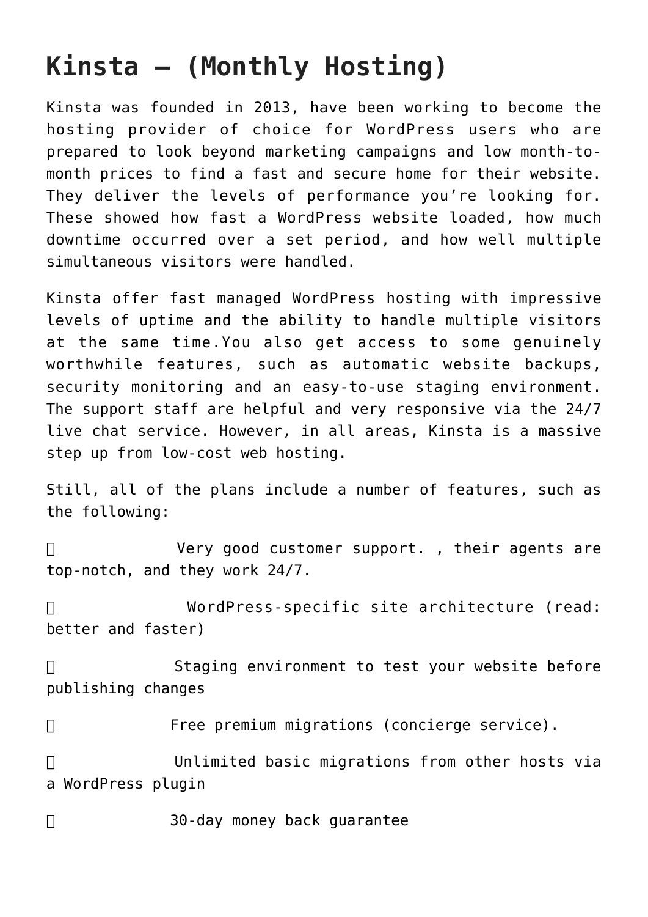# Kinsta – (Monthly Hosting)

Kinsta was founded in 2013, have been working to become the hosting provider of choice for WordPress users who are prepared to look beyond marketing campaigns and low month-to-month prices to find a fast and secure home for their website. They deliver the levels of performance you're looking for. These showed how fast a WordPress website loaded, how much downtime occurred over a set period, and how well multiple simultaneous visitors were handled.

Kinsta offer fast managed WordPress hosting with impressive levels of uptime and the ability to handle multiple visitors at the same time.You also get access to some genuinely worthwhile features, such as automatic website backups, security monitoring and an easy-to-use staging environment. The support staff are helpful and very responsive via the 24/7 live chat service. However, in all areas, Kinsta is a massive step up from low-cost web hosting.

Still, all of the plans include a number of features, such as the following:

- Very good customer support. , their agents are top-notch, and they work 24/7.
- WordPress-specific site architecture (read: better and faster)
- Staging environment to test your website before publishing changes
- Free premium migrations (concierge service).
- Unlimited basic migrations from other hosts via a WordPress plugin
- 30-day money back guarantee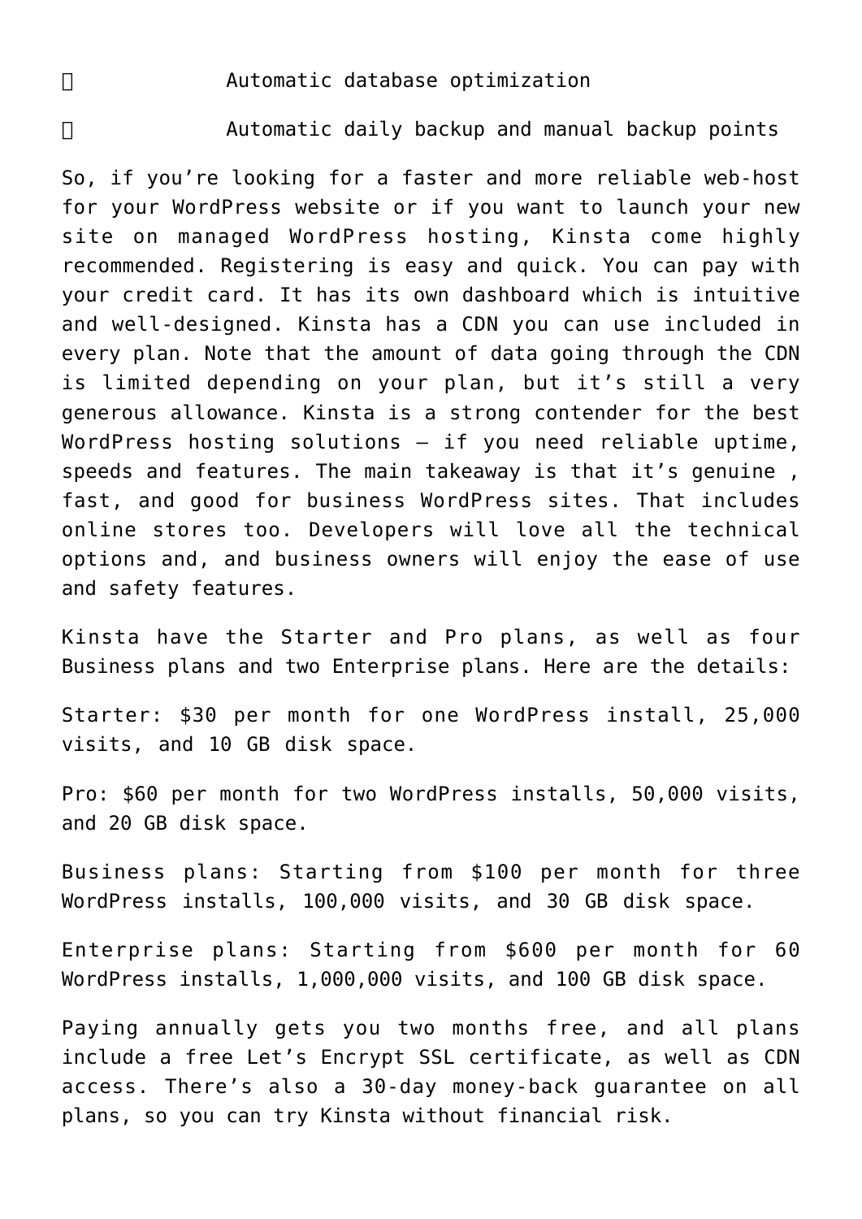- Automatic database optimization
- Automatic daily backup and manual backup points

So, if you’re looking for a faster and more reliable web-host for your WordPress website or if you want to launch your new site on managed WordPress hosting, Kinsta come highly recommended. Registering is easy and quick. You can pay with your credit card. It has its own dashboard which is intuitive and well-designed. Kinsta has a CDN you can use included in every plan. Note that the amount of data going through the CDN is limited depending on your plan, but it’s still a very generous allowance. Kinsta is a strong contender for the best WordPress hosting solutions – if you need reliable uptime, speeds and features. The main takeaway is that it’s genuine , fast, and good for business WordPress sites. That includes online stores too. Developers will love all the technical options and, and business owners will enjoy the ease of use and safety features.

Kinsta have the Starter and Pro plans, as well as four Business plans and two Enterprise plans. Here are the details:

Starter: $30 per month for one WordPress install, 25,000 visits, and 10 GB disk space.

Pro: $60 per month for two WordPress installs, 50,000 visits, and 20 GB disk space.

Business plans: Starting from $100 per month for three WordPress installs, 100,000 visits, and 30 GB disk space.

Enterprise plans: Starting from $600 per month for 60 WordPress installs, 1,000,000 visits, and 100 GB disk space.

Paying annually gets you two months free, and all plans include a free Let’s Encrypt SSL certificate, as well as CDN access. There’s also a 30-day money-back guarantee on all plans, so you can try Kinsta without financial risk.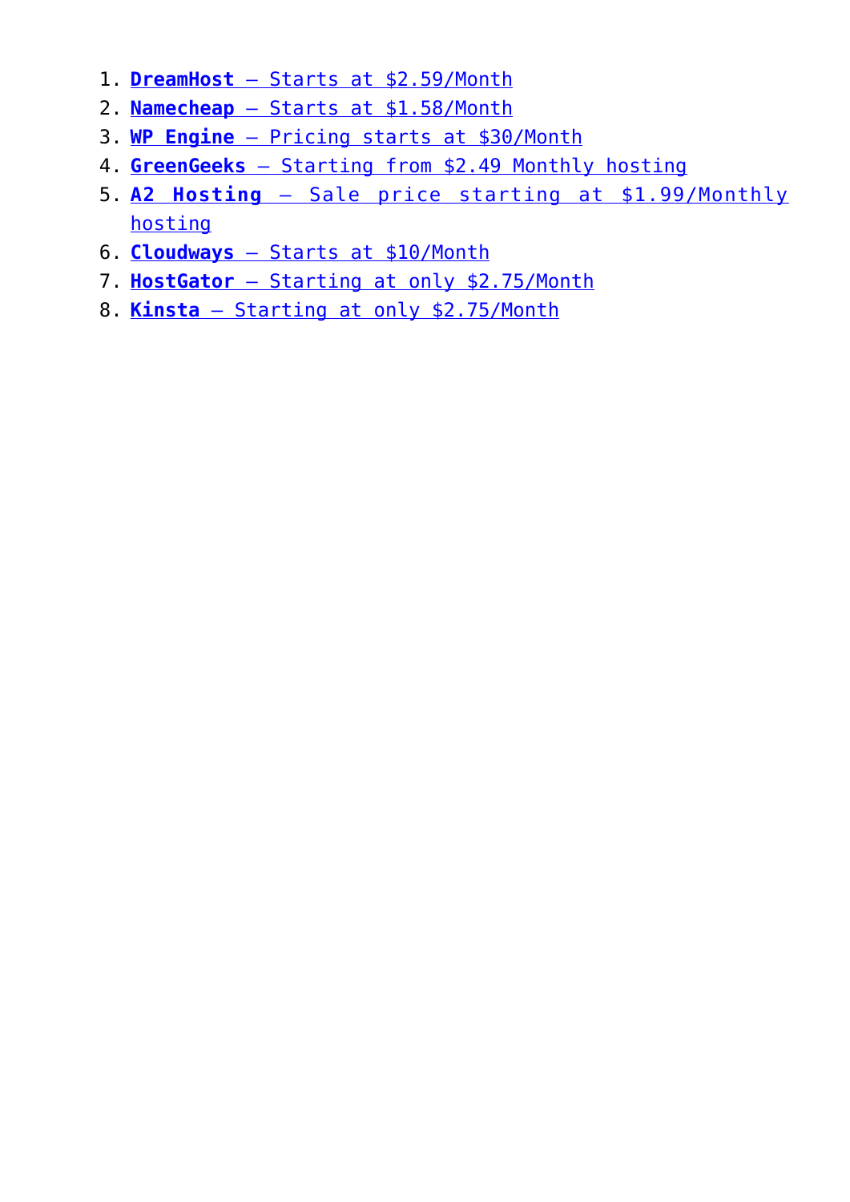1. **DreamHost** – Starts at $2.59/Month
2. **Namecheap** – Starts at $1.58/Month
3. **WP Engine** – Pricing starts at $30/Month
4. **GreenGeeks** – Starting from $2.49 Monthly hosting
5. **A2 Hosting** – Sale price starting at $1.99/Monthly hosting
6. **Cloudways** – Starts at $10/Month
7. **HostGator** – Starting at only $2.75/Month
8. **Kinsta** – Starting at only $2.75/Month